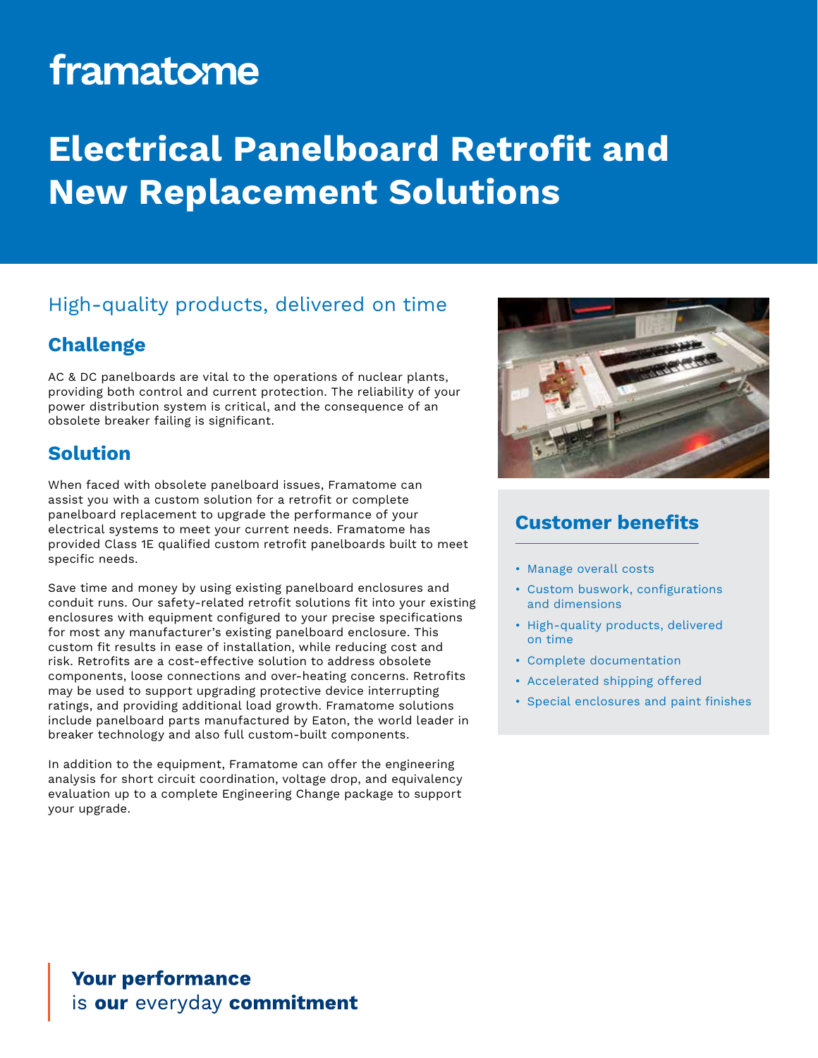framatome

# Electrical Panelboard Retrofit and New Replacement Solutions

## High-quality products, delivered on time

### Challenge

AC & DC panelboards are vital to the operations of nuclear plants, providing both control and current protection. The reliability of your power distribution system is critical, and the consequence of an obsolete breaker failing is significant.

### Solution

When faced with obsolete panelboard issues, Framatome can assist you with a custom solution for a retrofit or complete panelboard replacement to upgrade the performance of your electrical systems to meet your current needs. Framatome has provided Class 1E qualified custom retrofit panelboards built to meet specific needs.

Save time and money by using existing panelboard enclosures and conduit runs. Our safety-related retrofit solutions fit into your existing enclosures with equipment configured to your precise specifications for most any manufacturer's existing panelboard enclosure. This custom fit results in ease of installation, while reducing cost and risk. Retrofits are a cost-effective solution to address obsolete components, loose connections and over-heating concerns. Retrofits may be used to support upgrading protective device interrupting ratings, and providing additional load growth. Framatome solutions include panelboard parts manufactured by Eaton, the world leader in breaker technology and also full custom-built components.

In addition to the equipment, Framatome can offer the engineering analysis for short circuit coordination, voltage drop, and equivalency evaluation up to a complete Engineering Change package to support your upgrade.

### Customer benefits

- Manage overall costs
- Custom buswork, configurations and dimensions
- High-quality products, delivered on time
- Complete documentation
- Accelerated shipping offered
- Special enclosures and paint finishes

**Your performance**
is **our** everyday **commitment**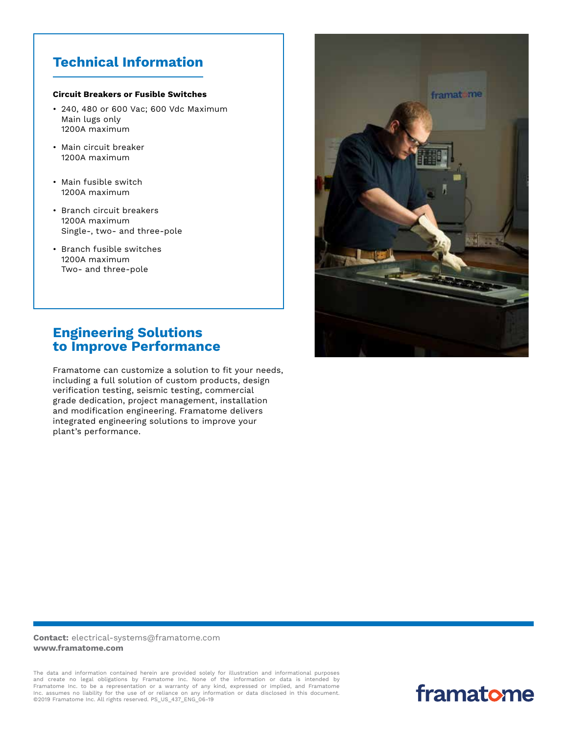## Technical Information

**Circuit Breakers or Fusible Switches**

- 240, 480 or 600 Vac; 600 Vdc Maximum
  Main lugs only
  1200A maximum
- Main circuit breaker
  1200A maximum
- Main fusible switch
  1200A maximum
- Branch circuit breakers
  1200A maximum
  Single-, two- and three-pole
- Branch fusible switches
  1200A maximum
  Two- and three-pole

## Engineering Solutions to Improve Performance

Framatome can customize a solution to fit your needs, including a full solution of custom products, design verification testing, seismic testing, commercial grade dedication, project management, installation and modification engineering. Framatome delivers integrated engineering solutions to improve your plant's performance.

**Contact:** electrical-systems@framatome.com
**www.framatome.com**

The data and information contained herein are provided solely for illustration and informational purposes and create no legal obligations by Framatome Inc. None of the information or data is intended by Framatome Inc. to be a representation or a warranty of any kind, expressed or implied, and Framatome Inc. assumes no liability for the use of or reliance on any information or data disclosed in this document. ©2019 Framatome Inc. All rights reserved. PS_US_437_ENG_06-19

framatome